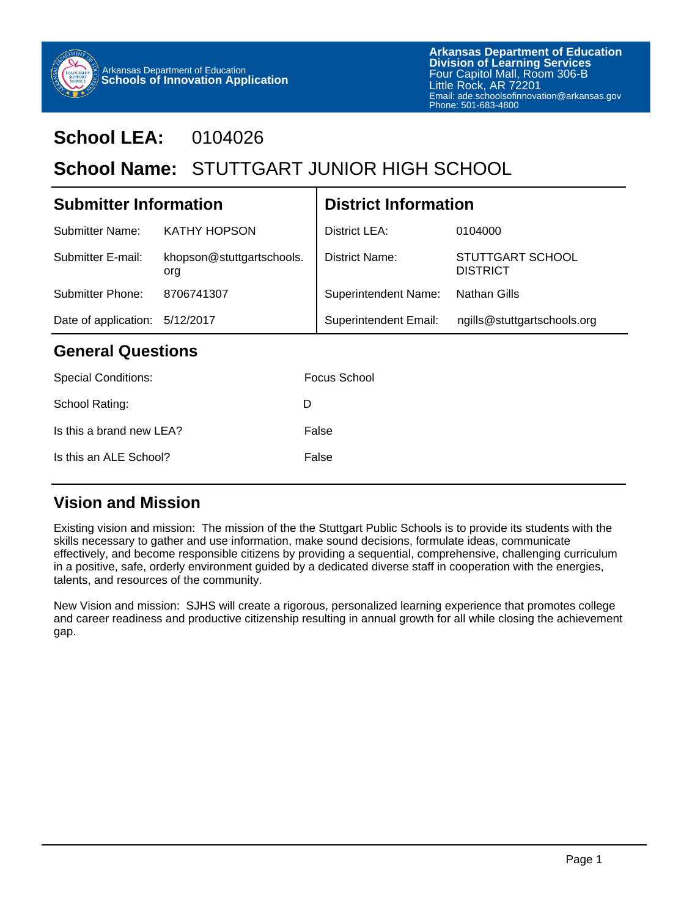Arkansas Department of Education
**Schools of Innovation Application**

**Arkansas Department of Education**
**Division of Learning Services**
Four Capitol Mall, Room 306-B
Little Rock, AR 72201
Email: ade.schoolsofinnovation@arkansas.gov
Phone: 501-683-4800

# School LEA: 0104026

# School Name: STUTTGART JUNIOR HIGH SCHOOL

## Submitter Information

| | |
|---|---|
| Submitter Name: | KATHY HOPSON |
| Submitter E-mail: | khopson@stuttgartschools.org |
| Submitter Phone: | 8706741307 |
| Date of application: | 5/12/2017 |

## District Information

| | |
|---|---|
| District LEA: | 0104000 |
| District Name: | STUTTGART SCHOOL DISTRICT |
| Superintendent Name: | Nathan Gills |
| Superintendent Email: | ngills@stuttgartschools.org |

## General Questions

| | |
|---|---|
| Special Conditions: | Focus School |
| School Rating: | D |
| Is this a brand new LEA? | False |
| Is this an ALE School? | False |

## Vision and Mission

Existing vision and mission: The mission of the the Stuttgart Public Schools is to provide its students with the skills necessary to gather and use information, make sound decisions, formulate ideas, communicate effectively, and become responsible citizens by providing a sequential, comprehensive, challenging curriculum in a positive, safe, orderly environment guided by a dedicated diverse staff in cooperation with the energies, talents, and resources of the community.

New Vision and mission: SJHS will create a rigorous, personalized learning experience that promotes college and career readiness and productive citizenship resulting in annual growth for all while closing the achievement gap.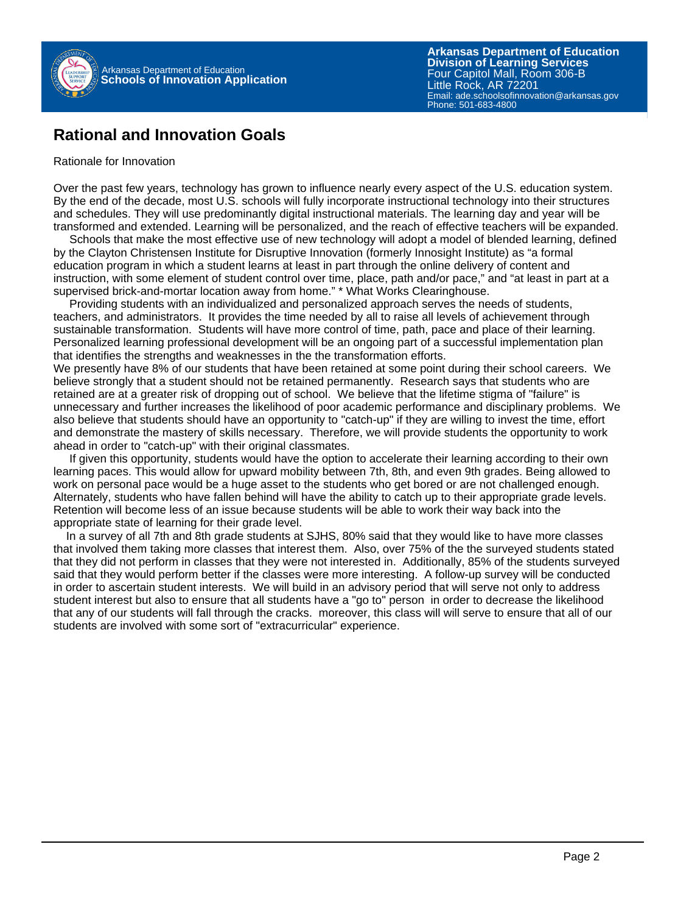# Rational and Innovation Goals

Rationale for Innovation

Over the past few years, technology has grown to influence nearly every aspect of the U.S. education system. By the end of the decade, most U.S. schools will fully incorporate instructional technology into their structures and schedules. They will use predominantly digital instructional materials. The learning day and year will be transformed and extended. Learning will be personalized, and the reach of effective teachers will be expanded.

Schools that make the most effective use of new technology will adopt a model of blended learning, defined by the Clayton Christensen Institute for Disruptive Innovation (formerly Innosight Institute) as "a formal education program in which a student learns at least in part through the online delivery of content and instruction, with some element of student control over time, place, path and/or pace," and "at least in part at a supervised brick-and-mortar location away from home." * What Works Clearinghouse.

Providing students with an individualized and personalized approach serves the needs of students, teachers, and administrators. It provides the time needed by all to raise all levels of achievement through sustainable transformation. Students will have more control of time, path, pace and place of their learning. Personalized learning professional development will be an ongoing part of a successful implementation plan that identifies the strengths and weaknesses in the the transformation efforts.

We presently have 8% of our students that have been retained at some point during their school careers. We believe strongly that a student should not be retained permanently. Research says that students who are retained are at a greater risk of dropping out of school. We believe that the lifetime stigma of "failure" is unnecessary and further increases the likelihood of poor academic performance and disciplinary problems. We also believe that students should have an opportunity to "catch-up" if they are willing to invest the time, effort and demonstrate the mastery of skills necessary. Therefore, we will provide students the opportunity to work ahead in order to "catch-up" with their original classmates.

If given this opportunity, students would have the option to accelerate their learning according to their own learning paces. This would allow for upward mobility between 7th, 8th, and even 9th grades. Being allowed to work on personal pace would be a huge asset to the students who get bored or are not challenged enough. Alternately, students who have fallen behind will have the ability to catch up to their appropriate grade levels. Retention will become less of an issue because students will be able to work their way back into the appropriate state of learning for their grade level.

In a survey of all 7th and 8th grade students at SJHS, 80% said that they would like to have more classes that involved them taking more classes that interest them. Also, over 75% of the the surveyed students stated that they did not perform in classes that they were not interested in. Additionally, 85% of the students surveyed said that they would perform better if the classes were more interesting. A follow-up survey will be conducted in order to ascertain student interests. We will build in an advisory period that will serve not only to address student interest but also to ensure that all students have a "go to" person in order to decrease the likelihood that any of our students will fall through the cracks. moreover, this class will will serve to ensure that all of our students are involved with some sort of "extracurricular" experience.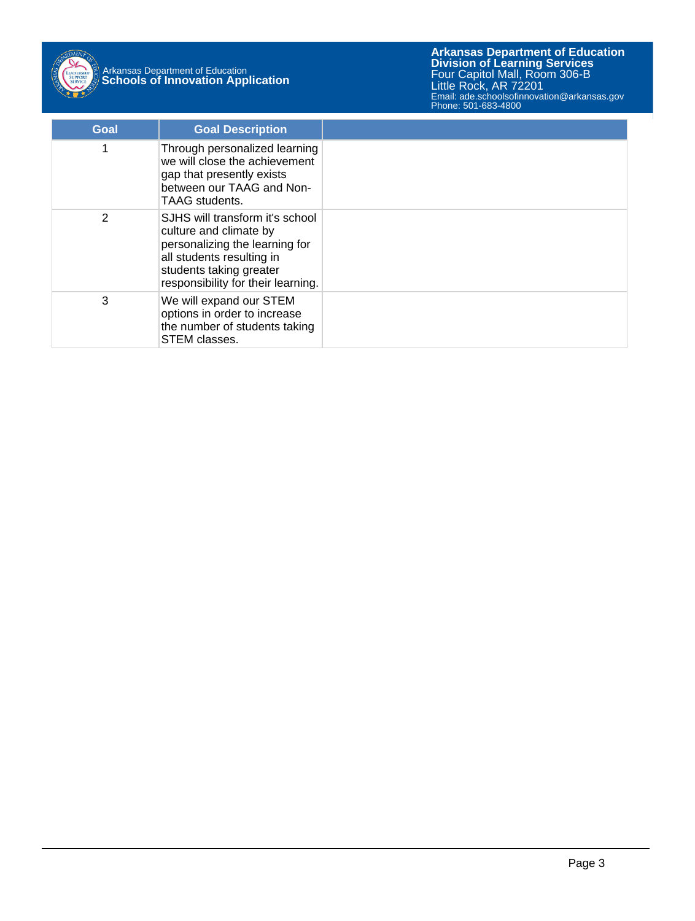| Goal | Goal Description | |
|---|---|---|
| 1 | Through personalized learning we will close the achievement gap that presently exists between our TAAG and Non-TAAG students. | |
| 2 | SJHS will transform it's school culture and climate by personalizing the learning for all students resulting in students taking greater responsibility for their learning. | |
| 3 | We will expand our STEM options in order to increase the number of students taking STEM classes. | |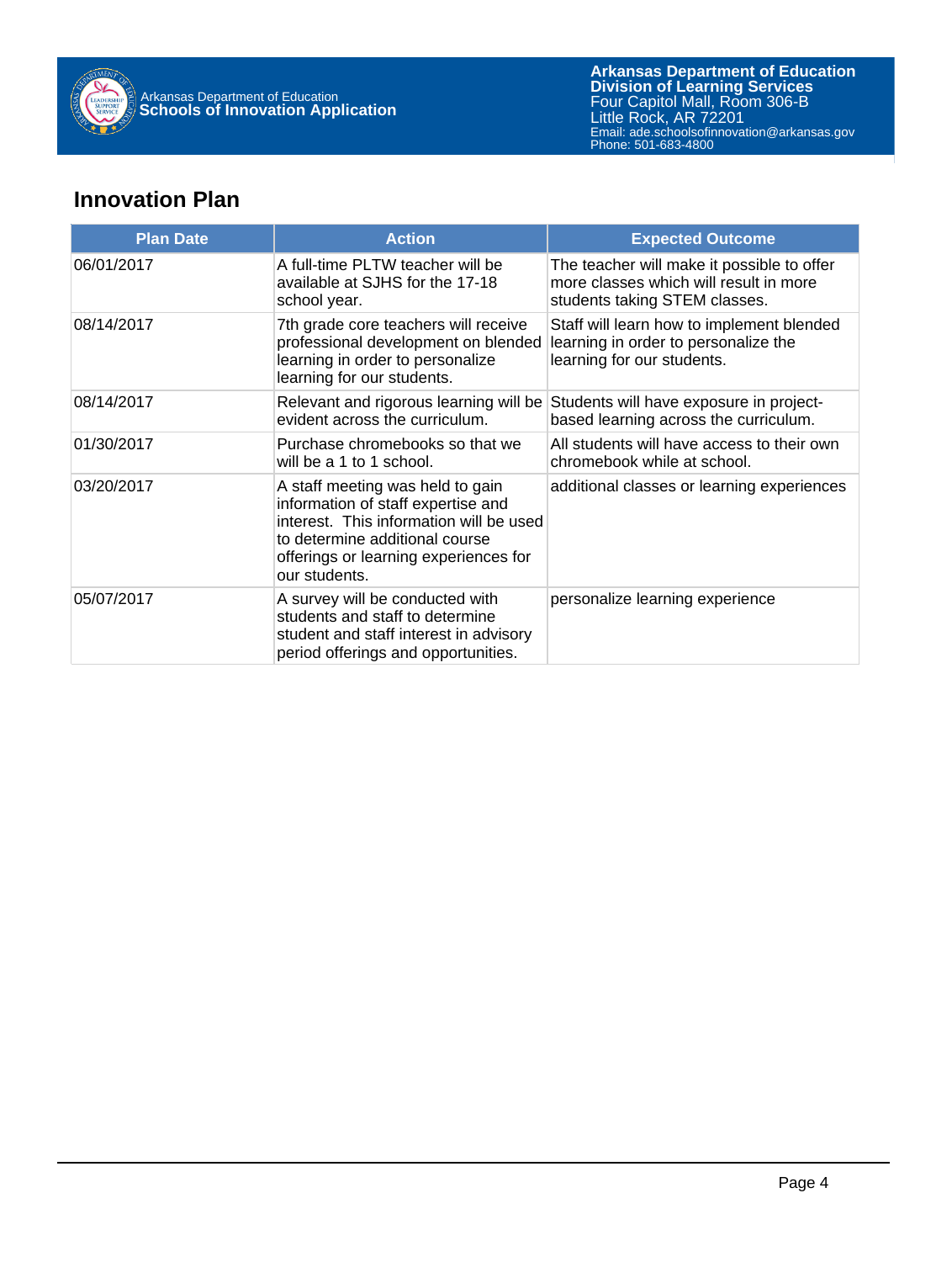## Innovation Plan

| Plan Date | Action | Expected Outcome |
|---|---|---|
| 06/01/2017 | A full-time PLTW teacher will be available at SJHS for the 17-18 school year. | The teacher will make it possible to offer more classes which will result in more students taking STEM classes. |
| 08/14/2017 | 7th grade core teachers will receive professional development on blended learning in order to personalize learning for our students. | Staff will learn how to implement blended learning in order to personalize the learning for our students. |
| 08/14/2017 | Relevant and rigorous learning will be evident across the curriculum. | Students will have exposure in project-based learning across the curriculum. |
| 01/30/2017 | Purchase chromebooks so that we will be a 1 to 1 school. | All students will have access to their own chromebook while at school. |
| 03/20/2017 | A staff meeting was held to gain information of staff expertise and interest. This information will be used to determine additional course offerings or learning experiences for our students. | additional classes or learning experiences |
| 05/07/2017 | A survey will be conducted with students and staff to determine student and staff interest in advisory period offerings and opportunities. | personalize learning experience |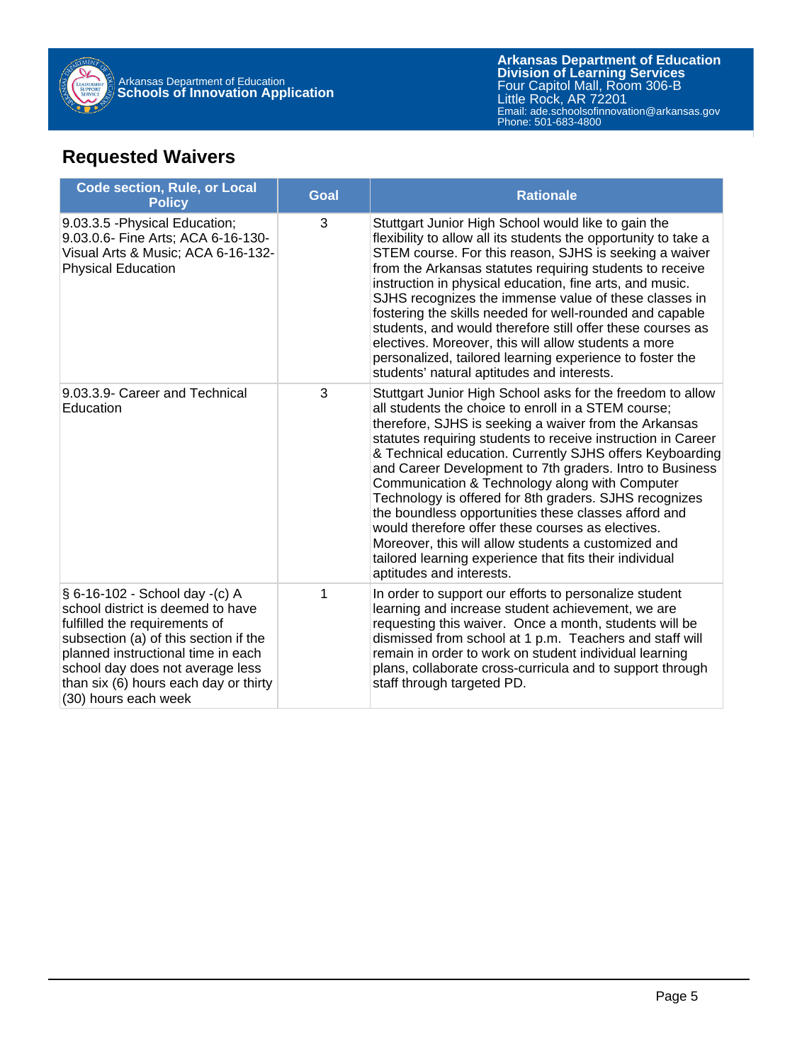## Requested Waivers

| Code section, Rule, or Local Policy | Goal | Rationale |
|---|---|---|
| 9.03.3.5 -Physical Education; 9.03.0.6- Fine Arts; ACA 6-16-130- Visual Arts & Music; ACA 6-16-132- Physical Education | 3 | Stuttgart Junior High School would like to gain the flexibility to allow all its students the opportunity to take a STEM course. For this reason, SJHS is seeking a waiver from the Arkansas statutes requiring students to receive instruction in physical education, fine arts, and music. SJHS recognizes the immense value of these classes in fostering the skills needed for well-rounded and capable students, and would therefore still offer these courses as electives. Moreover, this will allow students a more personalized, tailored learning experience to foster the students' natural aptitudes and interests. |
| 9.03.3.9- Career and Technical Education | 3 | Stuttgart Junior High School asks for the freedom to allow all students the choice to enroll in a STEM course; therefore, SJHS is seeking a waiver from the Arkansas statutes requiring students to receive instruction in Career & Technical education. Currently SJHS offers Keyboarding and Career Development to 7th graders. Intro to Business Communication & Technology along with Computer Technology is offered for 8th graders. SJHS recognizes the boundless opportunities these classes afford and would therefore offer these courses as electives. Moreover, this will allow students a customized and tailored learning experience that fits their individual aptitudes and interests. |
| § 6-16-102 - School day -(c) A school district is deemed to have fulfilled the requirements of subsection (a) of this section if the planned instructional time in each school day does not average less than six (6) hours each day or thirty (30) hours each week | 1 | In order to support our efforts to personalize student learning and increase student achievement, we are requesting this waiver. Once a month, students will be dismissed from school at 1 p.m. Teachers and staff will remain in order to work on student individual learning plans, collaborate cross-curricula and to support through staff through targeted PD. |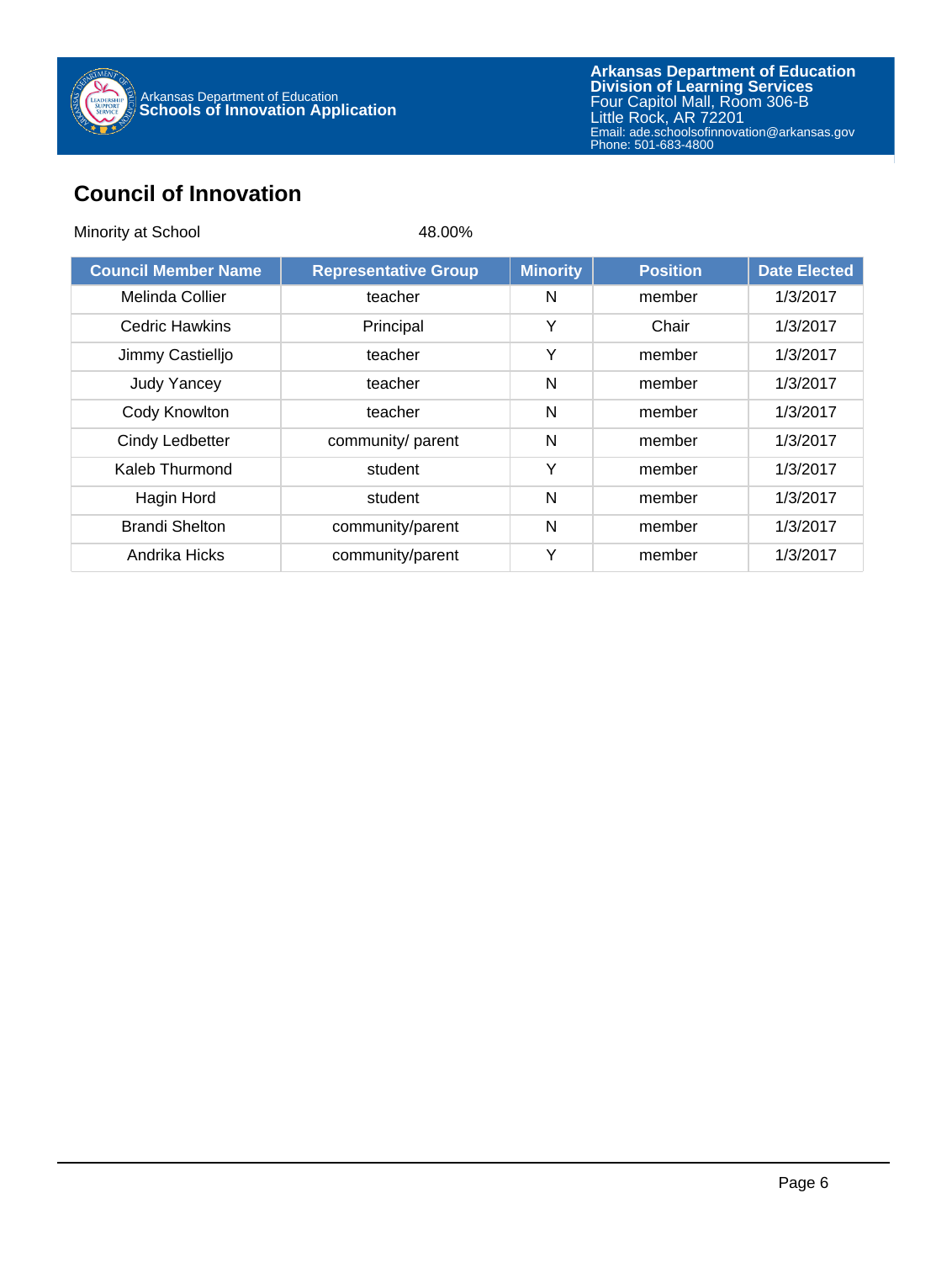## Council of Innovation

Minority at School 48.00%

| Council Member Name | Representative Group | Minority | Position | Date Elected |
|---|---|---|---|---|
| Melinda Collier | teacher | N | member | 1/3/2017 |
| Cedric Hawkins | Principal | Y | Chair | 1/3/2017 |
| Jimmy Castielljo | teacher | Y | member | 1/3/2017 |
| Judy Yancey | teacher | N | member | 1/3/2017 |
| Cody Knowlton | teacher | N | member | 1/3/2017 |
| Cindy Ledbetter | community/ parent | N | member | 1/3/2017 |
| Kaleb Thurmond | student | Y | member | 1/3/2017 |
| Hagin Hord | student | N | member | 1/3/2017 |
| Brandi Shelton | community/parent | N | member | 1/3/2017 |
| Andrika Hicks | community/parent | Y | member | 1/3/2017 |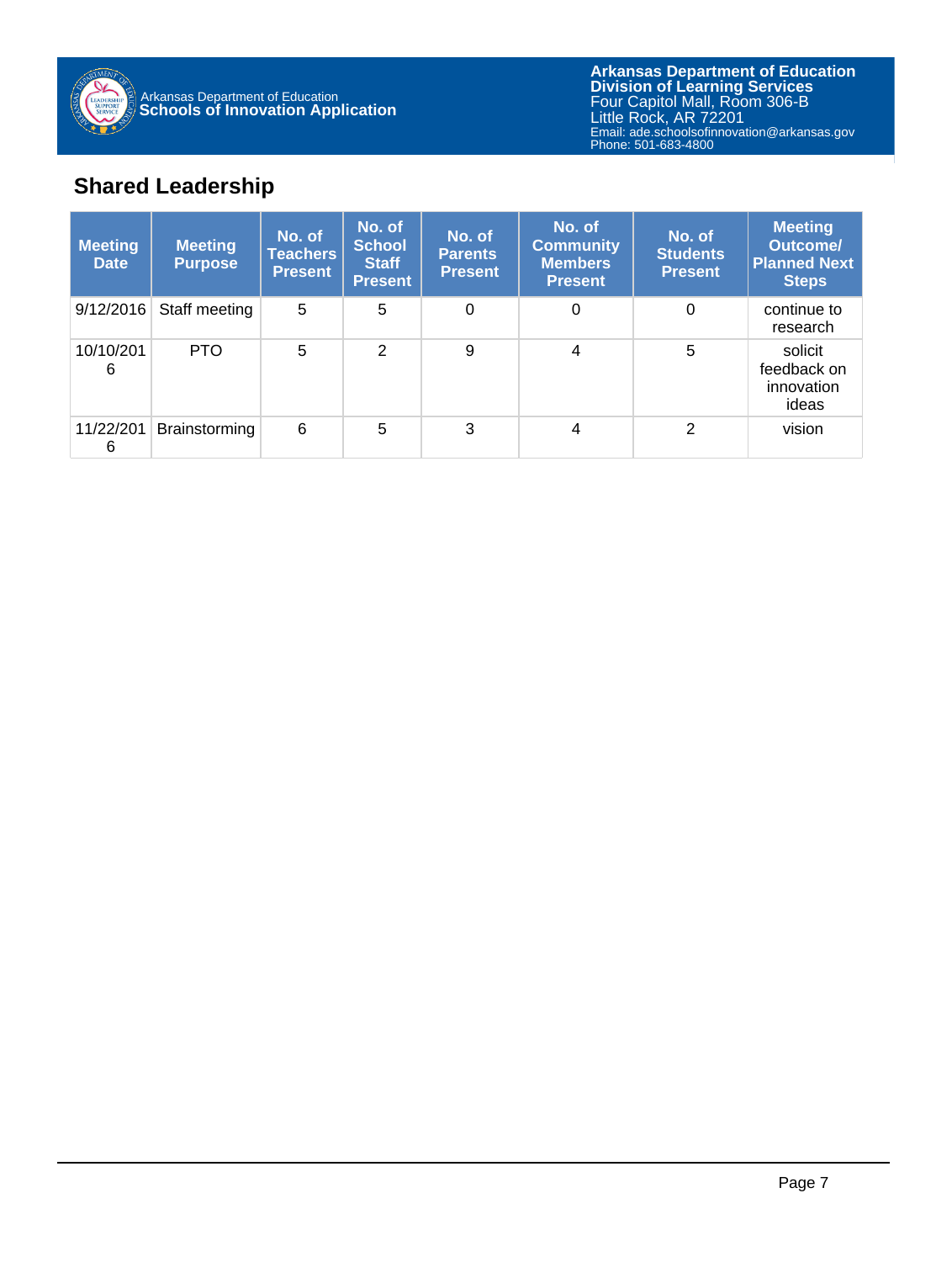## Shared Leadership

| Meeting Date | Meeting Purpose | No. of Teachers Present | No. of School Staff Present | No. of Parents Present | No. of Community Members Present | No. of Students Present | Meeting Outcome/ Planned Next Steps |
|---|---|---|---|---|---|---|---|
| 9/12/2016 | Staff meeting | 5 | 5 | 0 | 0 | 0 | continue to research |
| 10/10/2016 | PTO | 5 | 2 | 9 | 4 | 5 | solicit feedback on innovation ideas |
| 11/22/2016 | Brainstorming | 6 | 5 | 3 | 4 | 2 | vision |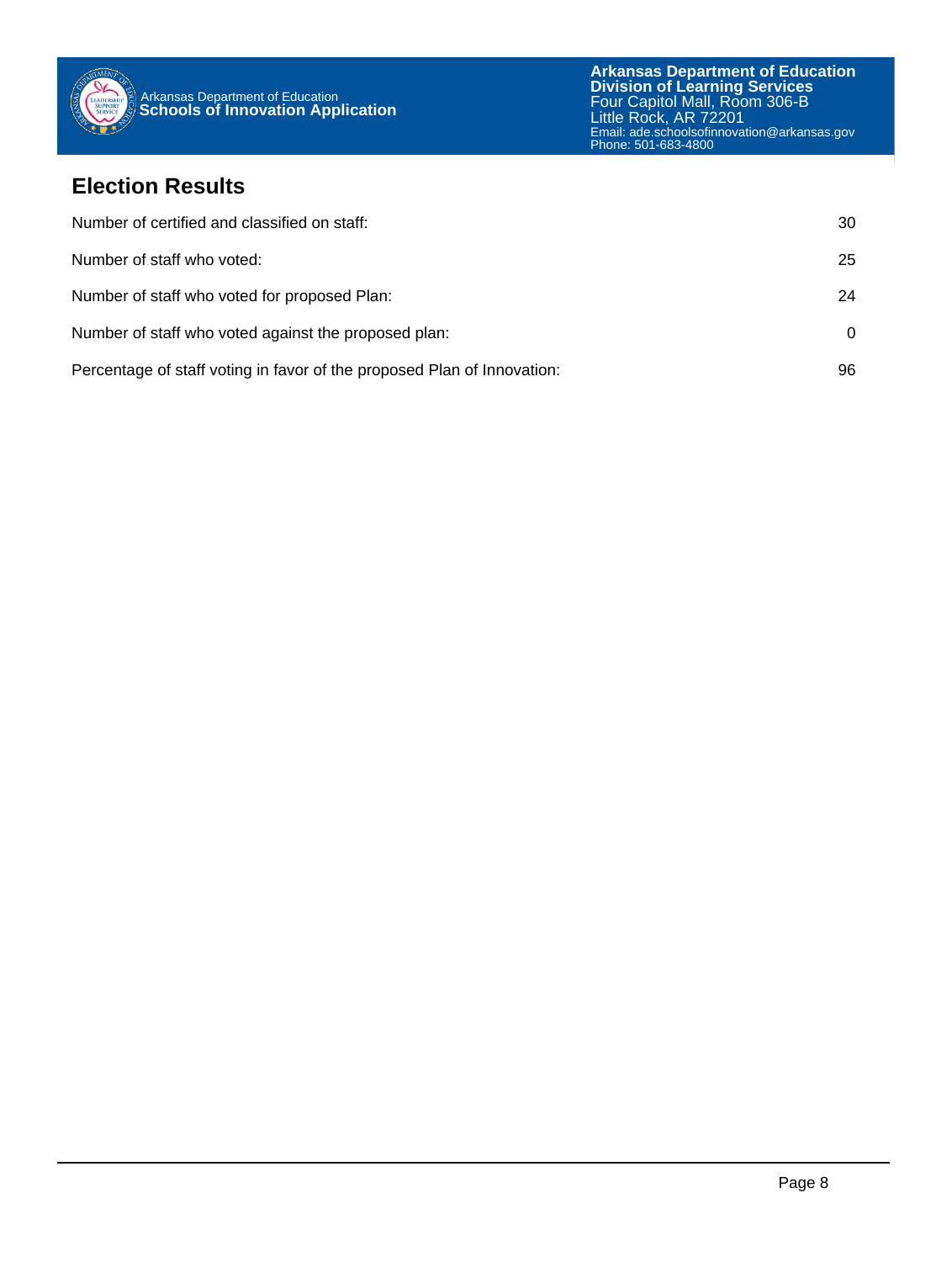## Election Results

| | |
|---|---|
| Number of certified and classified on staff: | 30 |
| Number of staff who voted: | 25 |
| Number of staff who voted for proposed Plan: | 24 |
| Number of staff who voted against the proposed plan: | 0 |
| Percentage of staff voting in favor of the proposed Plan of Innovation: | 96 |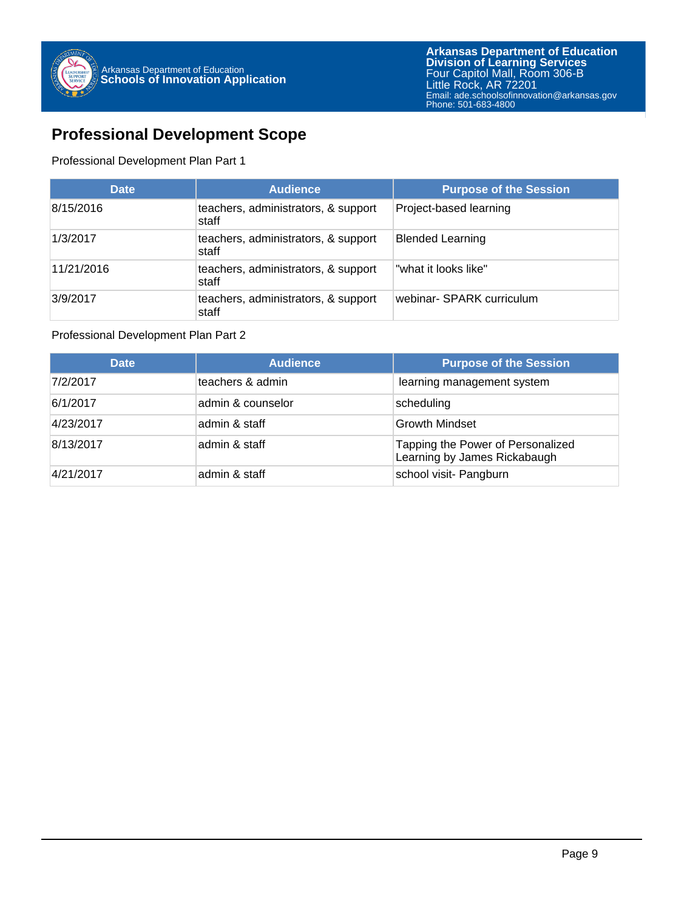## Professional Development Scope

Professional Development Plan Part 1

| Date | Audience | Purpose of the Session |
| --- | --- | --- |
| 8/15/2016 | teachers, administrators, & support staff | Project-based learning |
| 1/3/2017 | teachers, administrators, & support staff | Blended Learning |
| 11/21/2016 | teachers, administrators, & support staff | "what it looks like" |
| 3/9/2017 | teachers, administrators, & support staff | webinar- SPARK curriculum |

Professional Development Plan Part 2

| Date | Audience | Purpose of the Session |
| --- | --- | --- |
| 7/2/2017 | teachers & admin | learning management system |
| 6/1/2017 | admin & counselor | scheduling |
| 4/23/2017 | admin & staff | Growth Mindset |
| 8/13/2017 | admin & staff | Tapping the Power of Personalized Learning by James Rickabaugh |
| 4/21/2017 | admin & staff | school visit- Pangburn |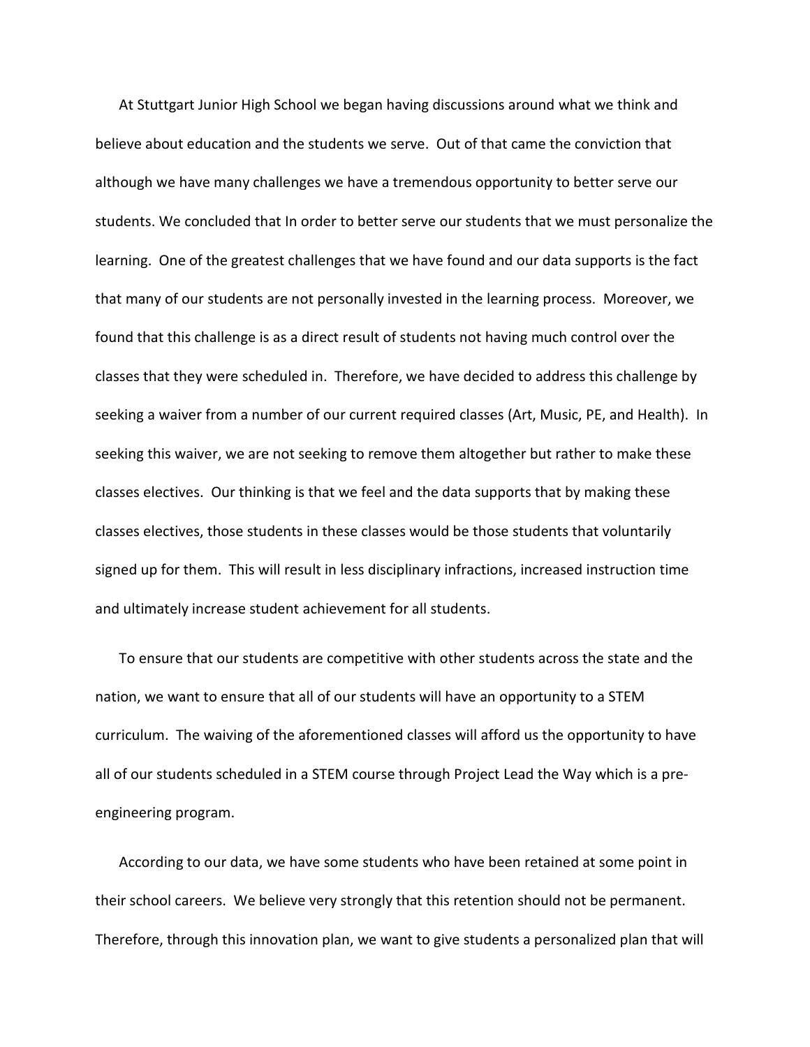At Stuttgart Junior High School we began having discussions around what we think and believe about education and the students we serve. Out of that came the conviction that although we have many challenges we have a tremendous opportunity to better serve our students. We concluded that In order to better serve our students that we must personalize the learning. One of the greatest challenges that we have found and our data supports is the fact that many of our students are not personally invested in the learning process. Moreover, we found that this challenge is as a direct result of students not having much control over the classes that they were scheduled in. Therefore, we have decided to address this challenge by seeking a waiver from a number of our current required classes (Art, Music, PE, and Health). In seeking this waiver, we are not seeking to remove them altogether but rather to make these classes electives. Our thinking is that we feel and the data supports that by making these classes electives, those students in these classes would be those students that voluntarily signed up for them. This will result in less disciplinary infractions, increased instruction time and ultimately increase student achievement for all students.

To ensure that our students are competitive with other students across the state and the nation, we want to ensure that all of our students will have an opportunity to a STEM curriculum. The waiving of the aforementioned classes will afford us the opportunity to have all of our students scheduled in a STEM course through Project Lead the Way which is a pre-engineering program.

According to our data, we have some students who have been retained at some point in their school careers. We believe very strongly that this retention should not be permanent. Therefore, through this innovation plan, we want to give students a personalized plan that will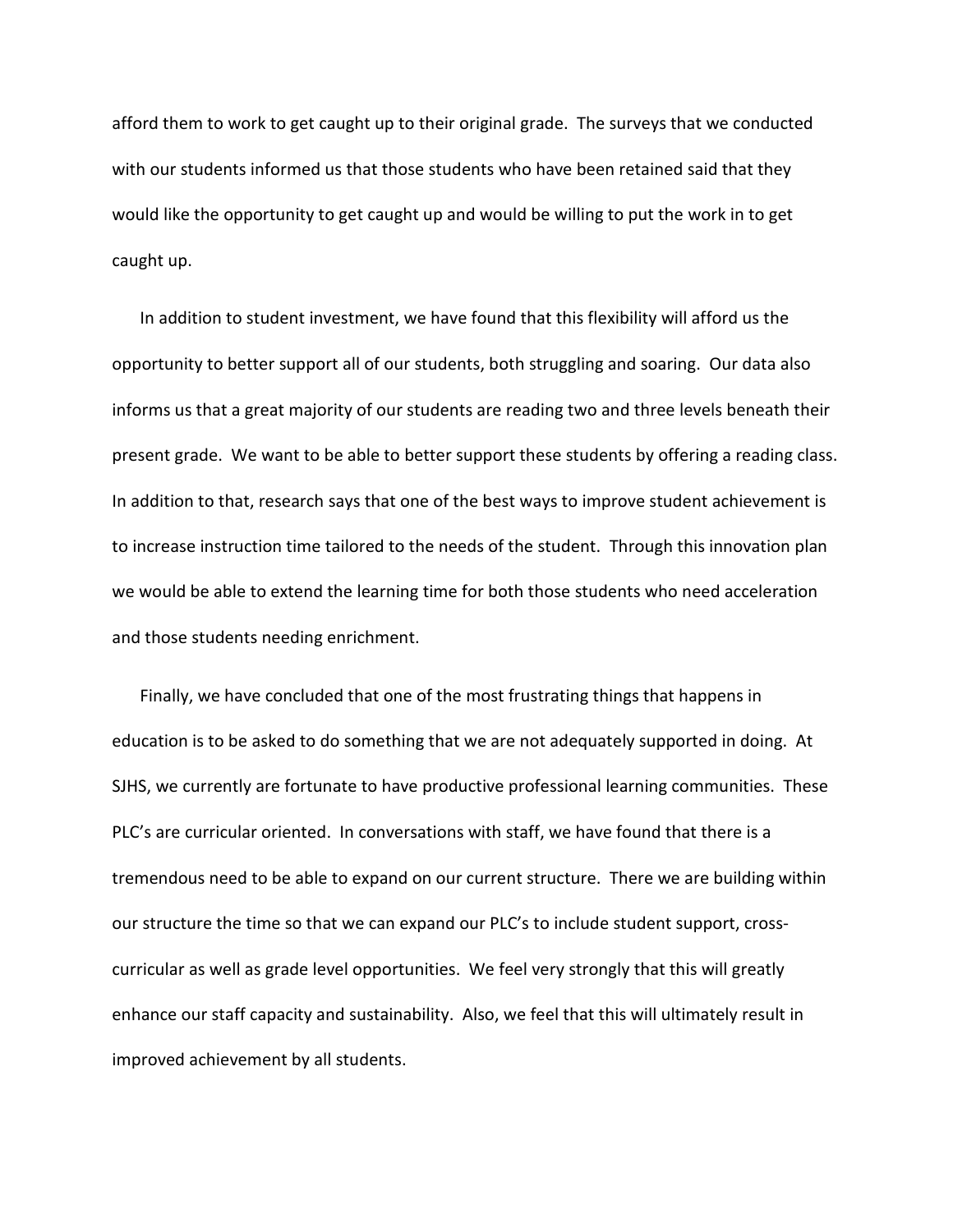afford them to work to get caught up to their original grade. The surveys that we conducted with our students informed us that those students who have been retained said that they would like the opportunity to get caught up and would be willing to put the work in to get caught up.

In addition to student investment, we have found that this flexibility will afford us the opportunity to better support all of our students, both struggling and soaring. Our data also informs us that a great majority of our students are reading two and three levels beneath their present grade. We want to be able to better support these students by offering a reading class. In addition to that, research says that one of the best ways to improve student achievement is to increase instruction time tailored to the needs of the student. Through this innovation plan we would be able to extend the learning time for both those students who need acceleration and those students needing enrichment.

Finally, we have concluded that one of the most frustrating things that happens in education is to be asked to do something that we are not adequately supported in doing. At SJHS, we currently are fortunate to have productive professional learning communities. These PLC's are curricular oriented. In conversations with staff, we have found that there is a tremendous need to be able to expand on our current structure. There we are building within our structure the time so that we can expand our PLC's to include student support, cross-curricular as well as grade level opportunities. We feel very strongly that this will greatly enhance our staff capacity and sustainability. Also, we feel that this will ultimately result in improved achievement by all students.